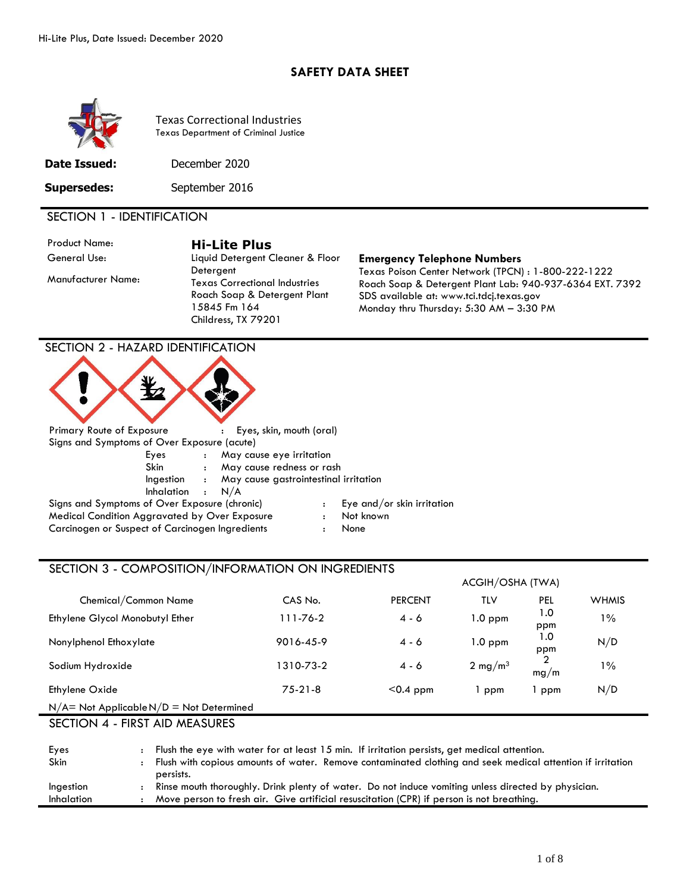# SAFETY DATA SHEET

Texas Correctional Industries
Texas Department of Criminal Justice

**Date Issued:** December 2020

**Supersedes:** September 2016

## SECTION 1 - IDENTIFICATION

Product Name: **Hi-Lite Plus**
General Use: Liquid Detergent Cleaner & Floor Detergent
Manufacturer Name: Texas Correctional Industries
Roach Soap & Detergent Plant
15845 Fm 164
Childress, TX 79201

**Emergency Telephone Numbers**
Texas Poison Center Network (TPCN) : 1-800-222-1222
Roach Soap & Detergent Plant Lab: 940-937-6364 EXT. 7392
SDS available at: www.tci.tdcj.texas.gov
Monday thru Thursday: 5:30 AM – 3:30 PM

## SECTION 2 - HAZARD IDENTIFICATION

Primary Route of Exposure : Eyes, skin, mouth (oral)

Signs and Symptoms of Over Exposure (acute)
- Eyes : May cause eye irritation
- Skin : May cause redness or rash
- Ingestion : May cause gastrointestinal irritation
- Inhalation : N/A

Signs and Symptoms of Over Exposure (chronic) : Eye and/or skin irritation
Medical Condition Aggravated by Over Exposure : Not known
Carcinogen or Suspect of Carcinogen Ingredients : None

## SECTION 3 - COMPOSITION/INFORMATION ON INGREDIENTS

| | | | ACGIH/OSHA (TWA) | | |
|---|---|---|---|---|---|
| Chemical/Common Name | CAS No. | PERCENT | TLV | PEL | WHMIS |
| Ethylene Glycol Monobutyl Ether | 111-76-2 | 4 - 6 | 1.0 ppm | 1.0 ppm | 1% |
| Nonylphenol Ethoxylate | 9016-45-9 | 4 - 6 | 1.0 ppm | 1.0 ppm | N/D |
| Sodium Hydroxide | 1310-73-2 | 4 - 6 | 2 mg/m$^3$ | 2 mg/m | 1% |
| Ethylene Oxide | 75-21-8 | <0.4 ppm | 1 ppm | 1 ppm | N/D |

N/A= Not Applicable N/D = Not Determined

## SECTION 4 - FIRST AID MEASURES

- Eyes : Flush the eye with water for at least 15 min. If irritation persists, get medical attention.
- Skin : Flush with copious amounts of water. Remove contaminated clothing and seek medical attention if irritation persists.
- Ingestion : Rinse mouth thoroughly. Drink plenty of water. Do not induce vomiting unless directed by physician.
- Inhalation : Move person to fresh air. Give artificial resuscitation (CPR) if person is not breathing.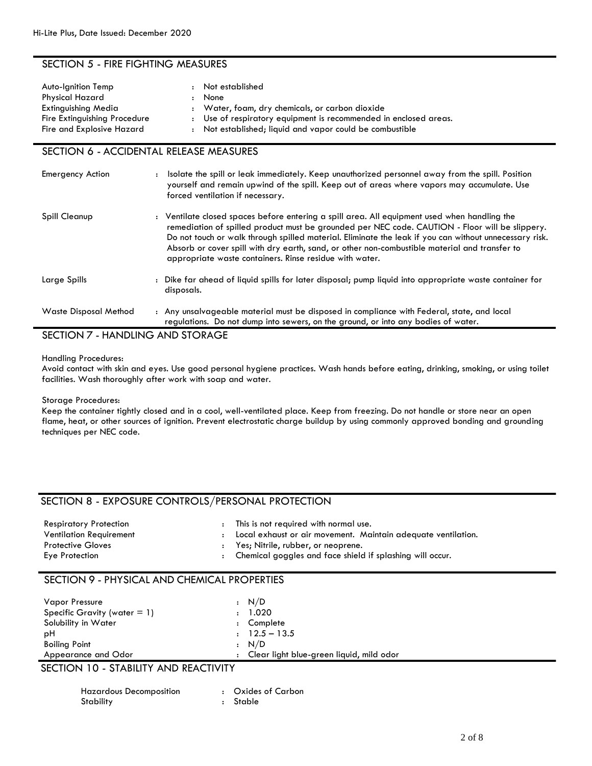## SECTION 5 - FIRE FIGHTING MEASURES

| | |
|---|---|
| Auto-Ignition Temp | : Not established |
| Physical Hazard | : None |
| Extinguishing Media | : Water, foam, dry chemicals, or carbon dioxide |
| Fire Extinguishing Procedure | : Use of respiratory equipment is recommended in enclosed areas. |
| Fire and Explosive Hazard | : Not established; liquid and vapor could be combustible |

## SECTION 6 - ACCIDENTAL RELEASE MEASURES

| | |
|---|---|
| Emergency Action | : Isolate the spill or leak immediately. Keep unauthorized personnel away from the spill. Position yourself and remain upwind of the spill. Keep out of areas where vapors may accumulate. Use forced ventilation if necessary. |
| Spill Cleanup | : Ventilate closed spaces before entering a spill area. All equipment used when handling the remediation of spilled product must be grounded per NEC code. CAUTION - Floor will be slippery. Do not touch or walk through spilled material. Eliminate the leak if you can without unnecessary risk. Absorb or cover spill with dry earth, sand, or other non-combustible material and transfer to appropriate waste containers. Rinse residue with water. |
| Large Spills | : Dike far ahead of liquid spills for later disposal; pump liquid into appropriate waste container for disposals. |
| Waste Disposal Method | : Any unsalvageable material must be disposed in compliance with Federal, state, and local regulations. Do not dump into sewers, on the ground, or into any bodies of water. |

## SECTION 7 - HANDLING AND STORAGE

Handling Procedures:
Avoid contact with skin and eyes. Use good personal hygiene practices. Wash hands before eating, drinking, smoking, or using toilet facilities. Wash thoroughly after work with soap and water.

Storage Procedures:
Keep the container tightly closed and in a cool, well-ventilated place. Keep from freezing. Do not handle or store near an open flame, heat, or other sources of ignition. Prevent electrostatic charge buildup by using commonly approved bonding and grounding techniques per NEC code.

## SECTION 8 - EXPOSURE CONTROLS/PERSONAL PROTECTION

| | |
|---|---|
| Respiratory Protection | : This is not required with normal use. |
| Ventilation Requirement | : Local exhaust or air movement. Maintain adequate ventilation. |
| Protective Gloves | : Yes; Nitrile, rubber, or neoprene. |
| Eye Protection | : Chemical goggles and face shield if splashing will occur. |

## SECTION 9 - PHYSICAL AND CHEMICAL PROPERTIES

| | |
|---|---|
| Vapor Pressure | : N/D |
| Specific Gravity (water = 1) | : 1.020 |
| Solubility in Water | : Complete |
| pH | : 12.5 – 13.5 |
| Boiling Point | : N/D |
| Appearance and Odor | : Clear light blue-green liquid, mild odor |

## SECTION 10 - STABILITY AND REACTIVITY

| | |
|---|---|
| Hazardous Decomposition | : Oxides of Carbon |
| Stability | : Stable |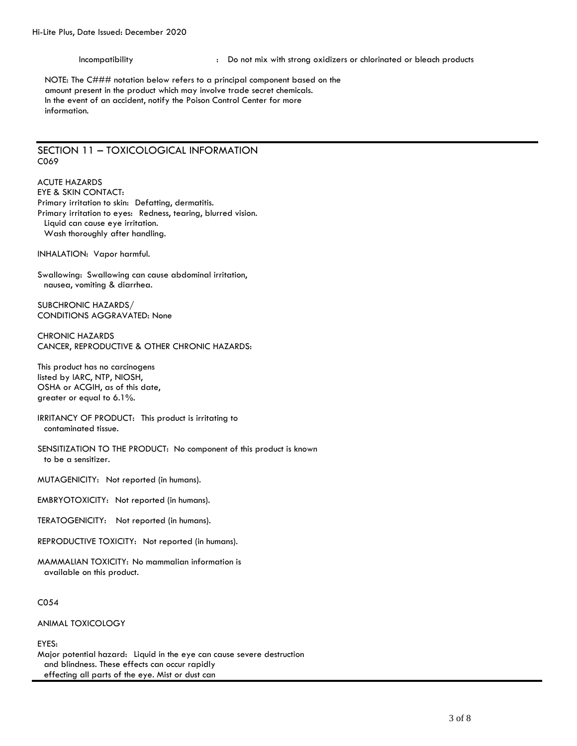Incompatibility : Do not mix with strong oxidizers or chlorinated or bleach products

NOTE: The C### notation below refers to a principal component based on the amount present in the product which may involve trade secret chemicals. In the event of an accident, notify the Poison Control Center for more information.

## SECTION 11 – TOXICOLOGICAL INFORMATION

C069

ACUTE HAZARDS
EYE & SKIN CONTACT:
Primary irritation to skin: Defatting, dermatitis.
Primary irritation to eyes: Redness, tearing, blurred vision.
Liquid can cause eye irritation.
Wash thoroughly after handling.

INHALATION: Vapor harmful.

Swallowing: Swallowing can cause abdominal irritation, nausea, vomiting & diarrhea.

SUBCHRONIC HAZARDS/
CONDITIONS AGGRAVATED: None

CHRONIC HAZARDS
CANCER, REPRODUCTIVE & OTHER CHRONIC HAZARDS:

This product has no carcinogens listed by IARC, NTP, NIOSH, OSHA or ACGIH, as of this date, greater or equal to 6.1%.

IRRITANCY OF PRODUCT: This product is irritating to contaminated tissue.

SENSITIZATION TO THE PRODUCT: No component of this product is known to be a sensitizer.

MUTAGENICITY: Not reported (in humans).

EMBRYOTOXICITY: Not reported (in humans).

TERATOGENICITY: Not reported (in humans).

REPRODUCTIVE TOXICITY: Not reported (in humans).

MAMMALIAN TOXICITY: No mammalian information is available on this product.

C054

ANIMAL TOXICOLOGY

EYES:
Major potential hazard: Liquid in the eye can cause severe destruction and blindness. These effects can occur rapidly effecting all parts of the eye. Mist or dust can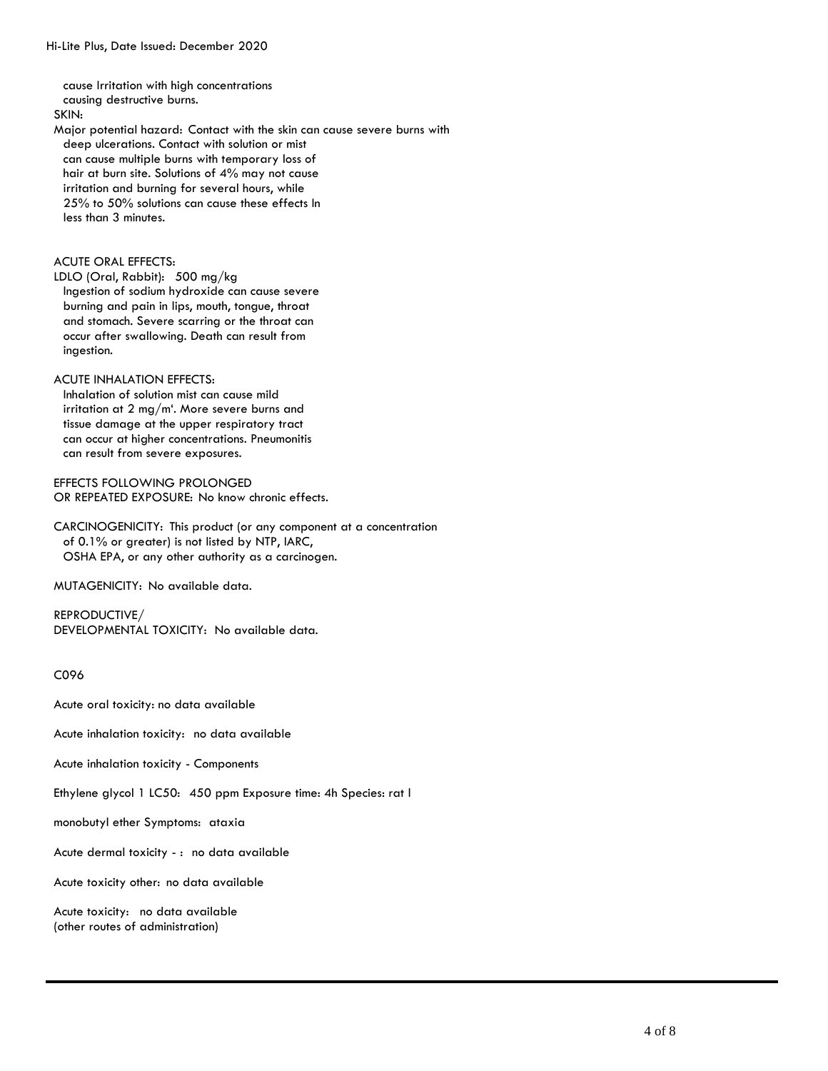cause Irritation with high concentrations causing destructive burns.

SKIN:

Major potential hazard: Contact with the skin can cause severe burns with deep ulcerations. Contact with solution or mist can cause multiple burns with temporary loss of hair at burn site. Solutions of 4% may not cause irritation and burning for several hours, while 25% to 50% solutions can cause these effects In less than 3 minutes.

ACUTE ORAL EFFECTS:

LDLO (Oral, Rabbit): 500 mg/kg
Ingestion of sodium hydroxide can cause severe burning and pain in lips, mouth, tongue, throat and stomach. Severe scarring or the throat can occur after swallowing. Death can result from ingestion.

ACUTE INHALATION EFFECTS:

Inhalation of solution mist can cause mild irritation at 2 mg/m'. More severe burns and tissue damage at the upper respiratory tract can occur at higher concentrations. Pneumonitis can result from severe exposures.

EFFECTS FOLLOWING PROLONGED OR REPEATED EXPOSURE: No know chronic effects.

CARCINOGENICITY: This product (or any component at a concentration of 0.1% or greater) is not listed by NTP, IARC, OSHA EPA, or any other authority as a carcinogen.

MUTAGENICITY: No available data.

REPRODUCTIVE/ DEVELOPMENTAL TOXICITY: No available data.

C096

Acute oral toxicity: no data available

Acute inhalation toxicity: no data available

Acute inhalation toxicity - Components

Ethylene glycol 1 LC50: 450 ppm Exposure time: 4h Species: rat l

monobutyl ether Symptoms: ataxia

Acute dermal toxicity - : no data available

Acute toxicity other: no data available

Acute toxicity: no data available
(other routes of administration)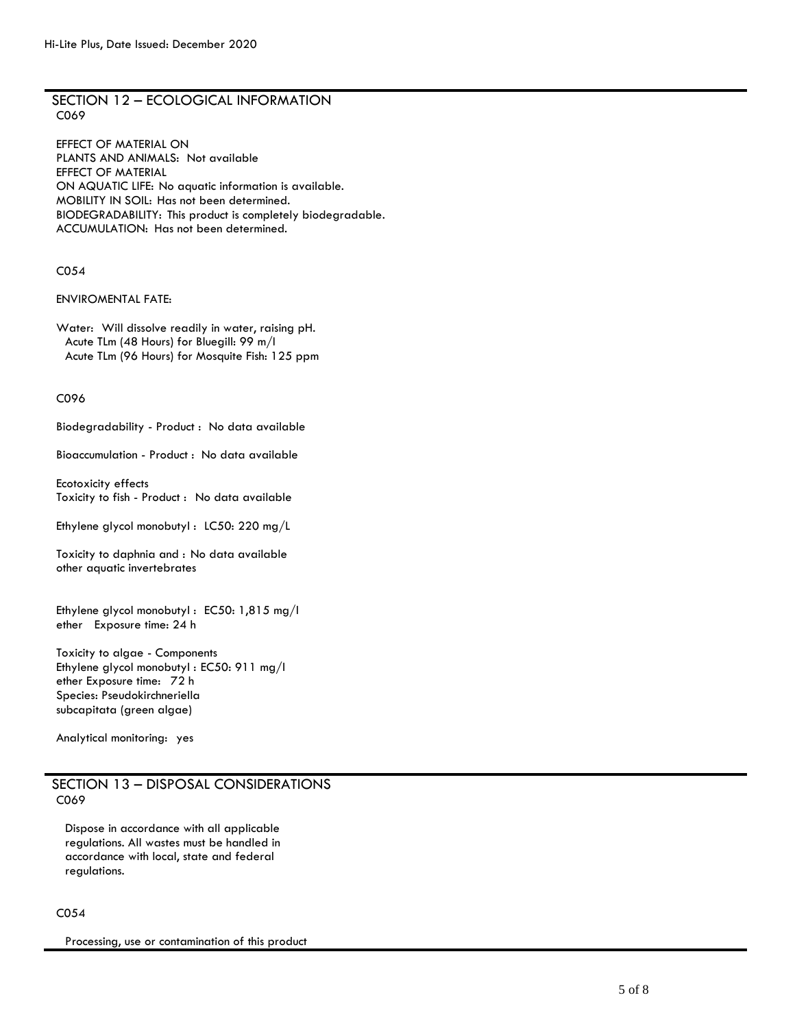## SECTION 12 – ECOLOGICAL INFORMATION

C069

EFFECT OF MATERIAL ON
PLANTS AND ANIMALS: Not available
EFFECT OF MATERIAL
ON AQUATIC LIFE: No aquatic information is available.
MOBILITY IN SOIL: Has not been determined.
BIODEGRADABILITY: This product is completely biodegradable.
ACCUMULATION: Has not been determined.

C054

ENVIROMENTAL FATE:

Water: Will dissolve readily in water, raising pH.
Acute TLm (48 Hours) for Bluegill: 99 m/l
Acute TLm (96 Hours) for Mosquite Fish: 125 ppm

C096

Biodegradability - Product : No data available

Bioaccumulation - Product : No data available

Ecotoxicity effects
Toxicity to fish - Product : No data available

Ethylene glycol monobutyl : LC50: 220 mg/L

Toxicity to daphnia and : No data available
other aquatic invertebrates

Ethylene glycol monobutyl : EC50: 1,815 mg/l
ether Exposure time: 24 h

Toxicity to algae - Components
Ethylene glycol monobutyl : EC50: 911 mg/l
ether Exposure time: 72 h
Species: Pseudokirchneriella
subcapitata (green algae)

Analytical monitoring: yes

## SECTION 13 – DISPOSAL CONSIDERATIONS

C069

Dispose in accordance with all applicable regulations. All wastes must be handled in accordance with local, state and federal regulations.

C054

Processing, use or contamination of this product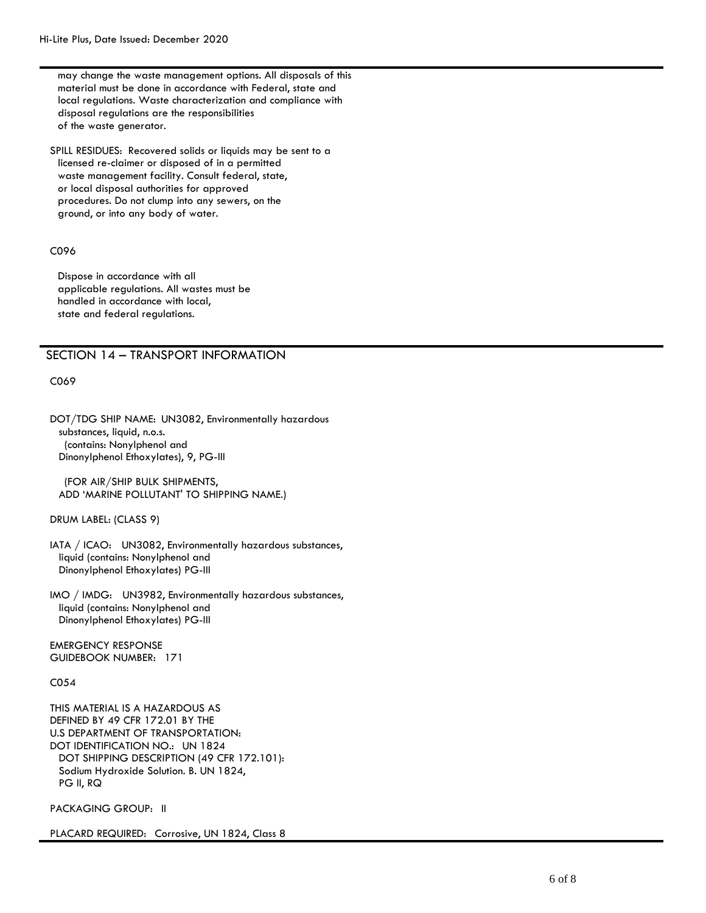may change the waste management options. All disposals of this material must be done in accordance with Federal, state and local regulations. Waste characterization and compliance with disposal regulations are the responsibilities of the waste generator.

SPILL RESIDUES: Recovered solids or liquids may be sent to a licensed re-claimer or disposed of in a permitted waste management facility. Consult federal, state, or local disposal authorities for approved procedures. Do not clump into any sewers, on the ground, or into any body of water.

C096

Dispose in accordance with all applicable regulations. All wastes must be handled in accordance with local, state and federal regulations.

## SECTION 14 – TRANSPORT INFORMATION

C069

DOT/TDG SHIP NAME: UN3082, Environmentally hazardous substances, liquid, n.o.s. (contains: Nonylphenol and Dinonylphenol Ethoxylates), 9, PG-III

(FOR AIR/SHIP BULK SHIPMENTS, ADD 'MARINE POLLUTANT' TO SHIPPING NAME.)

DRUM LABEL: (CLASS 9)

IATA / ICAO: UN3082, Environmentally hazardous substances, liquid (contains: Nonylphenol and Dinonylphenol Ethoxylates) PG-III

IMO / IMDG: UN3982, Environmentally hazardous substances, liquid (contains: Nonylphenol and Dinonylphenol Ethoxylates) PG-III

EMERGENCY RESPONSE GUIDEBOOK NUMBER: 171

C054

THIS MATERIAL IS A HAZARDOUS AS DEFINED BY 49 CFR 172.01 BY THE U.S DEPARTMENT OF TRANSPORTATION:
DOT IDENTIFICATION NO.: UN 1824
DOT SHIPPING DESCRIPTION (49 CFR 172.101): Sodium Hydroxide Solution. B. UN 1824, PG II, RQ

PACKAGING GROUP: II

PLACARD REQUIRED: Corrosive, UN 1824, Class 8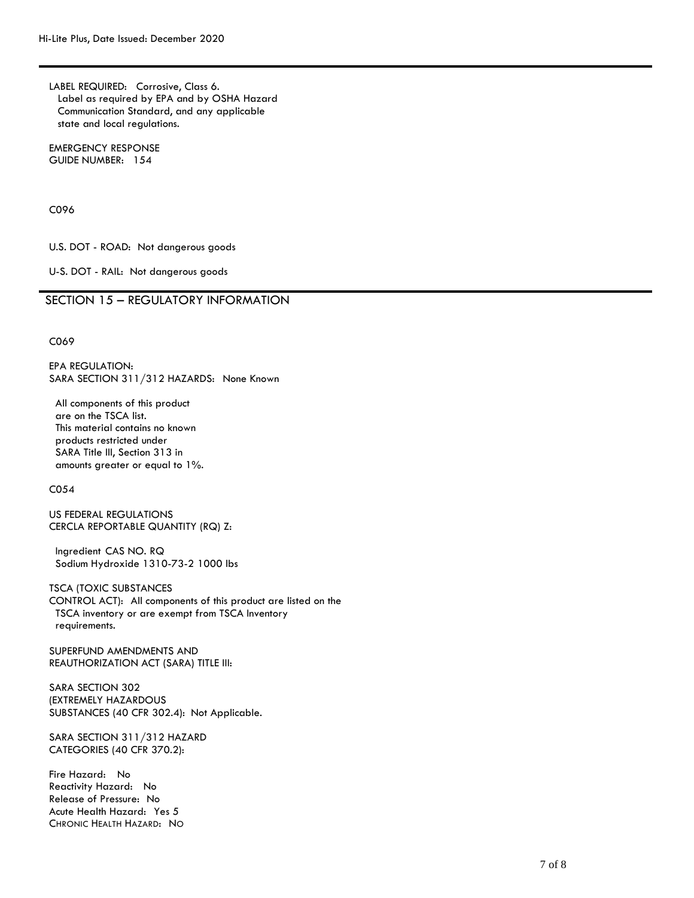LABEL REQUIRED: Corrosive, Class 6.
Label as required by EPA and by OSHA Hazard Communication Standard, and any applicable state and local regulations.

EMERGENCY RESPONSE
GUIDE NUMBER: 154

C096

U.S. DOT - ROAD: Not dangerous goods

U-S. DOT - RAIL: Not dangerous goods

## SECTION 15 – REGULATORY INFORMATION

C069

EPA REGULATION:
SARA SECTION 311/312 HAZARDS: None Known

All components of this product are on the TSCA list.
This material contains no known products restricted under SARA Title III, Section 313 in amounts greater or equal to 1%.

C054

US FEDERAL REGULATIONS
CERCLA REPORTABLE QUANTITY (RQ) Z:

| Ingredient | CAS NO. | RQ |
| --- | --- | --- |
| Sodium Hydroxide | 1310-73-2 | 1000 lbs |

TSCA (TOXIC SUBSTANCES CONTROL ACT): All components of this product are listed on the TSCA inventory or are exempt from TSCA Inventory requirements.

SUPERFUND AMENDMENTS AND REAUTHORIZATION ACT (SARA) TITLE III:

SARA SECTION 302 (EXTREMELY HAZARDOUS SUBSTANCES (40 CFR 302.4): Not Applicable.

SARA SECTION 311/312 HAZARD CATEGORIES (40 CFR 370.2):

Fire Hazard: No
Reactivity Hazard: No
Release of Pressure: No
Acute Health Hazard: Yes 5
CHRONIC HEALTH HAZARD: NO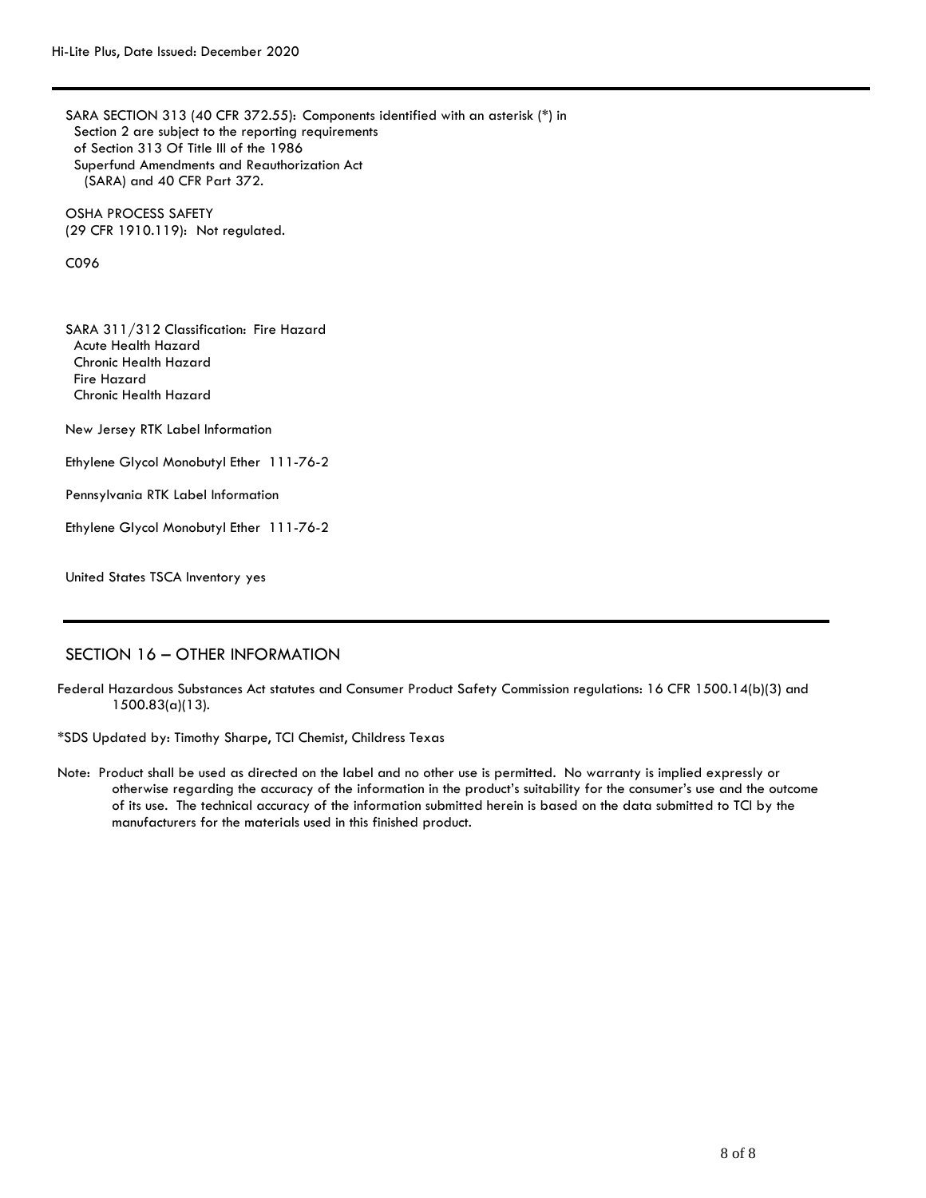SARA SECTION 313 (40 CFR 372.55): Components identified with an asterisk (*) in Section 2 are subject to the reporting requirements of Section 313 Of Title III of the 1986 Superfund Amendments and Reauthorization Act (SARA) and 40 CFR Part 372.

OSHA PROCESS SAFETY
(29 CFR 1910.119): Not regulated.

C096

SARA 311/312 Classification: Fire Hazard
Acute Health Hazard
Chronic Health Hazard
Fire Hazard
Chronic Health Hazard

New Jersey RTK Label Information

Ethylene Glycol Monobutyl Ether 111-76-2

Pennsylvania RTK Label Information

Ethylene Glycol Monobutyl Ether 111-76-2

United States TSCA Inventory yes

## SECTION 16 – OTHER INFORMATION

Federal Hazardous Substances Act statutes and Consumer Product Safety Commission regulations: 16 CFR 1500.14(b)(3) and 1500.83(a)(13).

*SDS Updated by: Timothy Sharpe, TCI Chemist, Childress Texas

Note: Product shall be used as directed on the label and no other use is permitted. No warranty is implied expressly or otherwise regarding the accuracy of the information in the product's suitability for the consumer's use and the outcome of its use. The technical accuracy of the information submitted herein is based on the data submitted to TCI by the manufacturers for the materials used in this finished product.